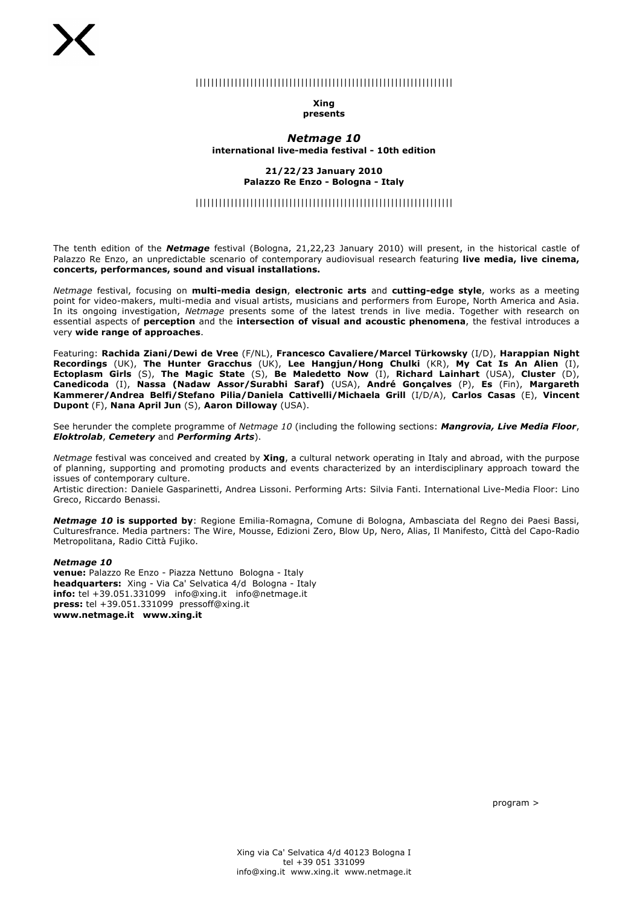||||||||||||||||||||||||||||||||||||||||||||||||||||||||||||||||||||||

**Xing**
**presents**

## *Netmage 10*

**international live-media festival - 10th edition**

**21/22/23 January 2010**
**Palazzo Re Enzo - Bologna - Italy**

||||||||||||||||||||||||||||||||||||||||||||||||||||||||||||||||||||||

The tenth edition of the ***Netmage*** festival (Bologna, 21,22,23 January 2010) will present, in the historical castle of Palazzo Re Enzo, an unpredictable scenario of contemporary audiovisual research featuring **live media, live cinema, concerts, performances, sound and visual installations.**

*Netmage* festival, focusing on **multi-media design**, **electronic arts** and **cutting-edge style**, works as a meeting point for video-makers, multi-media and visual artists, musicians and performers from Europe, North America and Asia. In its ongoing investigation, *Netmage* presents some of the latest trends in live media. Together with research on essential aspects of **perception** and the **intersection of visual and acoustic phenomena**, the festival introduces a very **wide range of approaches**.

Featuring: **Rachida Ziani/Dewi de Vree** (F/NL), **Francesco Cavaliere/Marcel Türkowsky** (I/D), **Harappian Night Recordings** (UK), **The Hunter Gracchus** (UK), **Lee Hangjun/Hong Chulki** (KR), **My Cat Is An Alien** (I), **Ectoplasm Girls** (S), **The Magic State** (S), **Be Maledetto Now** (I), **Richard Lainhart** (USA), **Cluster** (D), **Canedicoda** (I), **Nassa (Nadaw Assor/Surabhi Saraf)** (USA), **André Gonçalves** (P), **Es** (Fin), **Margareth Kammerer/Andrea Belfi/Stefano Pilia/Daniela Cattivelli/Michaela Grill** (I/D/A), **Carlos Casas** (E), **Vincent Dupont** (F), **Nana April Jun** (S), **Aaron Dilloway** (USA).

See herunder the complete programme of *Netmage 10* (including the following sections: ***Mangrovia, Live Media Floor***, ***Eloktrolab***, ***Cemetery*** and ***Performing Arts***).

*Netmage* festival was conceived and created by **Xing**, a cultural network operating in Italy and abroad, with the purpose of planning, supporting and promoting products and events characterized by an interdisciplinary approach toward the issues of contemporary culture.
Artistic direction: Daniele Gasparinetti, Andrea Lissoni. Performing Arts: Silvia Fanti. International Live-Media Floor: Lino Greco, Riccardo Benassi.

***Netmage 10* is supported by**: Regione Emilia-Romagna, Comune di Bologna, Ambasciata del Regno dei Paesi Bassi, Culturesfrance. Media partners: The Wire, Mousse, Edizioni Zero, Blow Up, Nero, Alias, Il Manifesto, Città del Capo-Radio Metropolitana, Radio Città Fujiko.

***Netmage 10***
**venue:** Palazzo Re Enzo - Piazza Nettuno Bologna - Italy
**headquarters:** Xing - Via Ca' Selvatica 4/d Bologna - Italy
**info:** tel +39.051.331099 info@xing.it info@netmage.it
**press:** tel +39.051.331099 pressoff@xing.it
**www.netmage.it www.xing.it**

program >

Xing via Ca' Selvatica 4/d 40123 Bologna I
tel +39 051 331099
info@xing.it www.xing.it www.netmage.it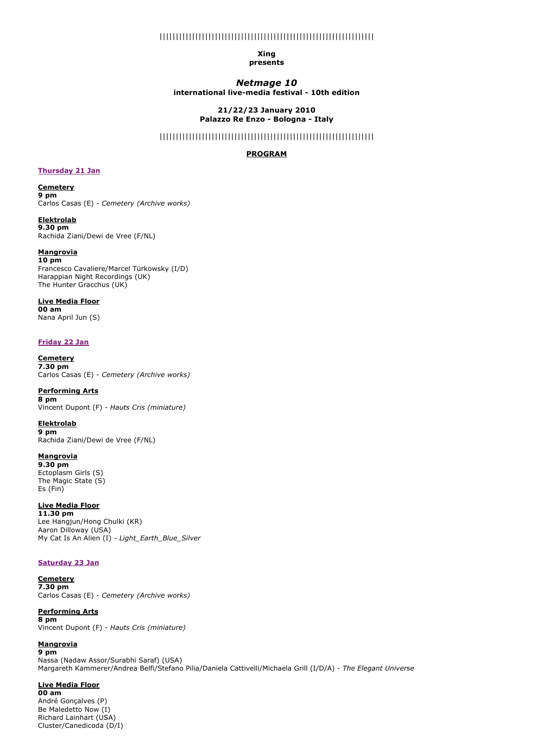||||||||||||||||||||||||||||||||||||||||||||||||||||||||||||||||||||||||

**Xing**
**presents**

# *Netmage 10*

**international live-media festival - 10th edition**

**21/22/23 January 2010**
**Palazzo Re Enzo - Bologna - Italy**

||||||||||||||||||||||||||||||||||||||||||||||||||||||||||||||||||||||||

## PROGRAM

### Thursday 21 Jan

**Cemetery**
**9 pm**
Carlos Casas (E) - *Cemetery (Archive works)*

**Elektrolab**
**9.30 pm**
Rachida Ziani/Dewi de Vree (F/NL)

**Mangrovia**
**10 pm**
Francesco Cavaliere/Marcel Türkowsky (I/D)
Harappian Night Recordings (UK)
The Hunter Gracchus (UK)

**Live Media Floor**
**00 am**
Nana April Jun (S)

### Friday 22 Jan

**Cemetery**
**7.30 pm**
Carlos Casas (E) - *Cemetery (Archive works)*

**Performing Arts**
**8 pm**
Vincent Dupont (F) - *Hauts Cris (miniature)*

**Elektrolab**
**9 pm**
Rachida Ziani/Dewi de Vree (F/NL)

**Mangrovia**
**9.30 pm**
Ectoplasm Girls (S)
The Magic State (S)
Es (Fin)

**Live Media Floor**
**11.30 pm**
Lee Hangjun/Hong Chulki (KR)
Aaron Dilloway (USA)
My Cat Is An Alien (I) - *Light_Earth_Blue_Silver*

### Saturday 23 Jan

**Cemetery**
**7.30 pm**
Carlos Casas (E) - *Cemetery (Archive works)*

**Performing Arts**
**8 pm**
Vincent Dupont (F) - *Hauts Cris (miniature)*

**Mangrovia**
**9 pm**
Nassa (Nadaw Assor/Surabhi Saraf) (USA)
Margareth Kammerer/Andrea Belfi/Stefano Pilia/Daniela Cattivelli/Michaela Grill (I/D/A) - *The Elegant Universe*

**Live Media Floor**
**00 am**
André Gonçalves (P)
Be Maledetto Now (I)
Richard Lainhart (USA)
Cluster/Canedicoda (D/I)